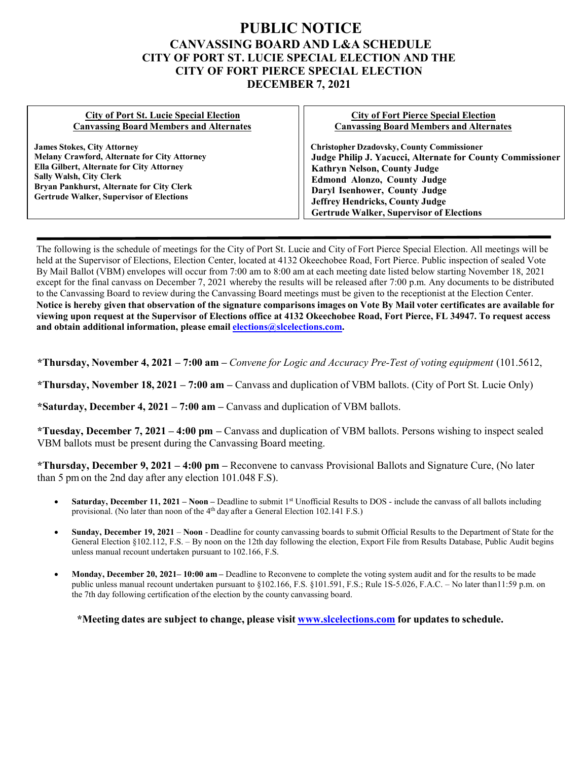# PUBLIC NOTICE

## CANVASSING BOARD AND L&A SCHEDULE
## CITY OF PORT ST. LUCIE SPECIAL ELECTION AND THE CITY OF FORT PIERCE SPECIAL ELECTION
## DECEMBER 7, 2021

**City of Port St. Lucie Special Election**
**Canvassing Board Members and Alternates**

**James Stokes, City Attorney**
**Melany Crawford, Alternate for City Attorney**
**Ella Gilbert, Alternate for City Attorney**
**Sally Walsh, City Clerk**
**Bryan Pankhurst, Alternate for City Clerk**
**Gertrude Walker, Supervisor of Elections**

**City of Fort Pierce Special Election**
**Canvassing Board Members and Alternates**

**Christopher Dzadovsky, County Commissioner**
**Judge Philip J. Yacucci, Alternate for County Commissioner**
**Kathryn Nelson, County Judge**
**Edmond Alonzo, County Judge**
**Daryl Isenhower, County Judge**
**Jeffrey Hendricks, County Judge**
**Gertrude Walker, Supervisor of Elections**

---

The following is the schedule of meetings for the City of Port St. Lucie and City of Fort Pierce Special Election. All meetings will be held at the Supervisor of Elections, Election Center, located at 4132 Okeechobee Road, Fort Pierce. Public inspection of sealed Vote By Mail Ballot (VBM) envelopes will occur from 7:00 am to 8:00 am at each meeting date listed below starting November 18, 2021 except for the final canvass on December 7, 2021 whereby the results will be released after 7:00 p.m. Any documents to be distributed to the Canvassing Board to review during the Canvassing Board meetings must be given to the receptionist at the Election Center. **Notice is hereby given that observation of the signature comparisons images on Vote By Mail voter certificates are available for viewing upon request at the Supervisor of Elections office at 4132 Okeechobee Road, Fort Pierce, FL 34947. To request access and obtain additional information, please email elections@slcelections.com.**

**\*Thursday, November 4, 2021 – 7:00 am –** *Convene for Logic and Accuracy Pre-Test of voting equipment* (101.5612,

**\*Thursday, November 18, 2021 – 7:00 am –** Canvass and duplication of VBM ballots. (City of Port St. Lucie Only)

**\*Saturday, December 4, 2021 – 7:00 am –** Canvass and duplication of VBM ballots.

**\*Tuesday, December 7, 2021 – 4:00 pm –** Canvass and duplication of VBM ballots. Persons wishing to inspect sealed VBM ballots must be present during the Canvassing Board meeting.

**\*Thursday, December 9, 2021 – 4:00 pm –** Reconvene to canvass Provisional Ballots and Signature Cure, (No later than 5 pm on the 2nd day after any election 101.048 F.S).

- **Saturday, December 11, 2021 – Noon –** Deadline to submit 1st Unofficial Results to DOS - include the canvass of all ballots including provisional. (No later than noon of the 4th day after a General Election 102.141 F.S.)
- **Sunday, December 19, 2021** – **Noon** - Deadline for county canvassing boards to submit Official Results to the Department of State for the General Election §102.112, F.S. – By noon on the 12th day following the election, Export File from Results Database, Public Audit begins unless manual recount undertaken pursuant to 102.166, F.S.
- **Monday, December 20, 2021– 10:00 am –** Deadline to Reconvene to complete the voting system audit and for the results to be made public unless manual recount undertaken pursuant to §102.166, F.S. §101.591, F.S.; Rule 1S-5.026, F.A.C. – No later than11:59 p.m. on the 7th day following certification of the election by the county canvassing board.

**\*Meeting dates are subject to change, please visit www.slcelections.com for updates to schedule.**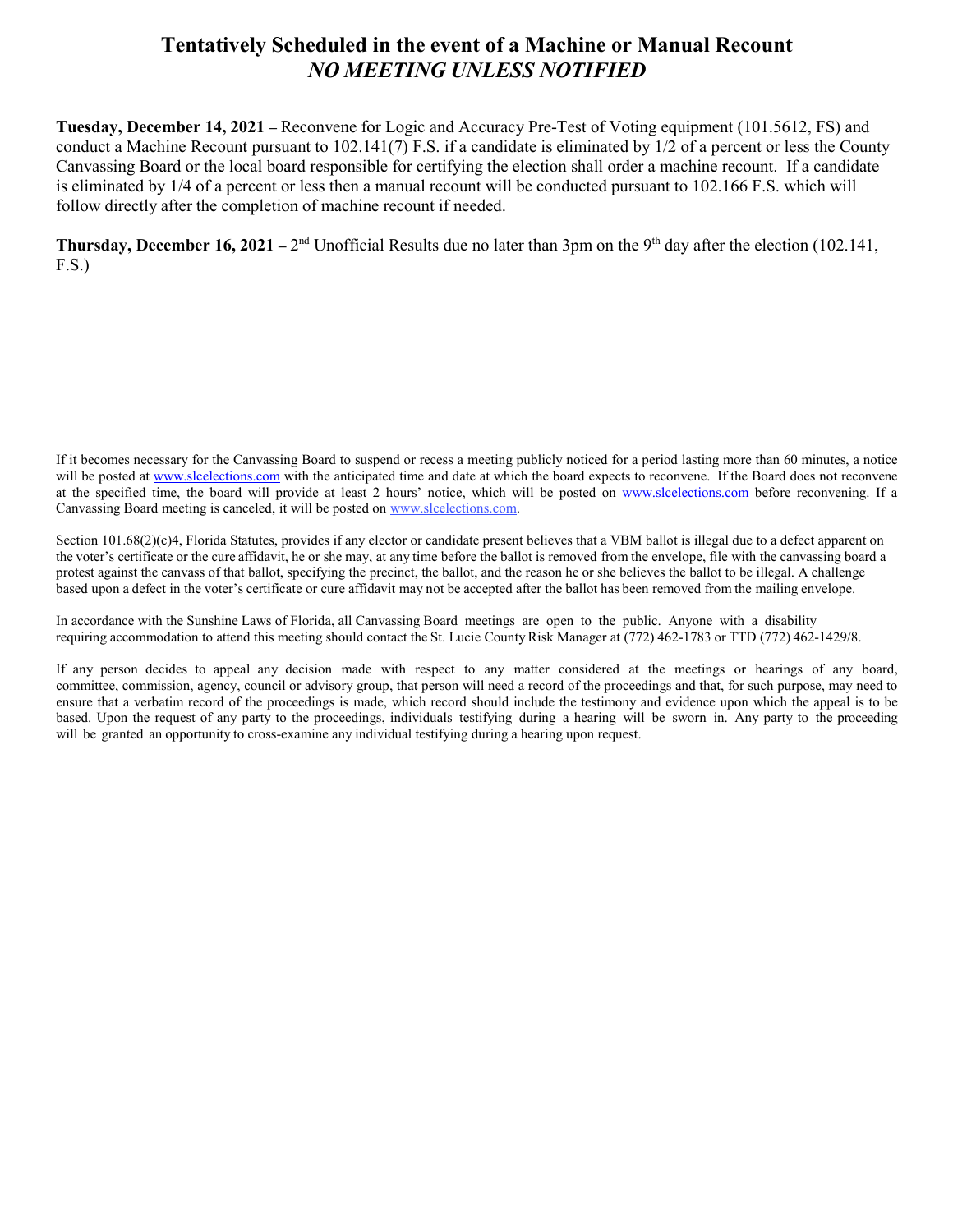# Tentatively Scheduled in the event of a Machine or Manual Recount
## *NO MEETING UNLESS NOTIFIED*

**Tuesday, December 14, 2021** – Reconvene for Logic and Accuracy Pre-Test of Voting equipment (101.5612, FS) and conduct a Machine Recount pursuant to 102.141(7) F.S. if a candidate is eliminated by 1/2 of a percent or less the County Canvassing Board or the local board responsible for certifying the election shall order a machine recount. If a candidate is eliminated by 1/4 of a percent or less then a manual recount will be conducted pursuant to 102.166 F.S. which will follow directly after the completion of machine recount if needed.

**Thursday, December 16, 2021** – 2nd Unofficial Results due no later than 3pm on the 9th day after the election (102.141, F.S.)

If it becomes necessary for the Canvassing Board to suspend or recess a meeting publicly noticed for a period lasting more than 60 minutes, a notice will be posted at www.slcelections.com with the anticipated time and date at which the board expects to reconvene. If the Board does not reconvene at the specified time, the board will provide at least 2 hours' notice, which will be posted on www.slcelections.com before reconvening. If a Canvassing Board meeting is canceled, it will be posted on www.slcelections.com.

Section 101.68(2)(c)4, Florida Statutes, provides if any elector or candidate present believes that a VBM ballot is illegal due to a defect apparent on the voter's certificate or the cure affidavit, he or she may, at any time before the ballot is removed from the envelope, file with the canvassing board a protest against the canvass of that ballot, specifying the precinct, the ballot, and the reason he or she believes the ballot to be illegal. A challenge based upon a defect in the voter's certificate or cure affidavit may not be accepted after the ballot has been removed from the mailing envelope.

In accordance with the Sunshine Laws of Florida, all Canvassing Board meetings are open to the public. Anyone with a disability requiring accommodation to attend this meeting should contact the St. Lucie County Risk Manager at (772) 462-1783 or TTD (772) 462-1429/8.

If any person decides to appeal any decision made with respect to any matter considered at the meetings or hearings of any board, committee, commission, agency, council or advisory group, that person will need a record of the proceedings and that, for such purpose, may need to ensure that a verbatim record of the proceedings is made, which record should include the testimony and evidence upon which the appeal is to be based. Upon the request of any party to the proceedings, individuals testifying during a hearing will be sworn in. Any party to the proceeding will be granted an opportunity to cross-examine any individual testifying during a hearing upon request.